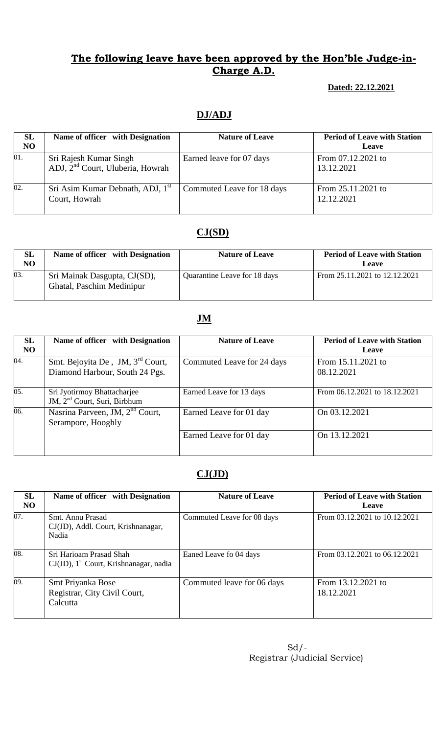## **The following leave have been approved by the Hon'ble Judge-in-Charge A.D.**

**Dated: 22.12.2021**

## **DJ/ADJ**

| SL NO | Name of officer with Designation | Nature of Leave | Period of Leave with Station Leave |
|---|---|---|---|
| 01. | Sri Rajesh Kumar Singh ADJ, 2nd Court, Uluberia, Howrah | Earned leave for 07 days | From 07.12.2021 to 13.12.2021 |
| 02. | Sri Asim Kumar Debnath, ADJ, 1st Court, Howrah | Commuted Leave for 18 days | From 25.11.2021 to 12.12.2021 |

## **CJ(SD)**

| SL NO | Name of officer with Designation | Nature of Leave | Period of Leave with Station Leave |
|---|---|---|---|
| 03. | Sri Mainak Dasgupta, CJ(SD), Ghatal, Paschim Medinipur | Quarantine Leave for 18 days | From 25.11.2021 to 12.12.2021 |

## **JM**

| SL NO | Name of officer with Designation | Nature of Leave | Period of Leave with Station Leave |
|---|---|---|---|
| 04. | Smt. Bejoyita De , JM, 3rd Court, Diamond Harbour, South 24 Pgs. | Commuted Leave for 24 days | From 15.11.2021 to 08.12.2021 |
| 05. | Sri Jyotirmoy Bhattacharjee JM, 2nd Court, Suri, Birbhum | Earned Leave for 13 days | From 06.12.2021 to 18.12.2021 |
| 06. | Nasrina Parveen, JM, 2nd Court, Serampore, Hooghly | Earned Leave for 01 day | On 03.12.2021 |
| | | Earned Leave for 01 day | On 13.12.2021 |

## **CJ(JD)**

| SL NO | Name of officer with Designation | Nature of Leave | Period of Leave with Station Leave |
|---|---|---|---|
| 07. | Smt. Annu Prasad CJ(JD), Addl. Court, Krishnanagar, Nadia | Commuted Leave for 08 days | From 03.12.2021 to 10.12.2021 |
| 08. | Sri Harioam Prasad Shah CJ(JD), 1st Court, Krishnanagar, nadia | Eaned Leave fo 04 days | From 03.12.2021 to 06.12.2021 |
| 09. | Smt Priyanka Bose Registrar, City Civil Court, Calcutta | Commuted leave for 06 days | From 13.12.2021 to 18.12.2021 |

Sd/-
Registrar (Judicial Service)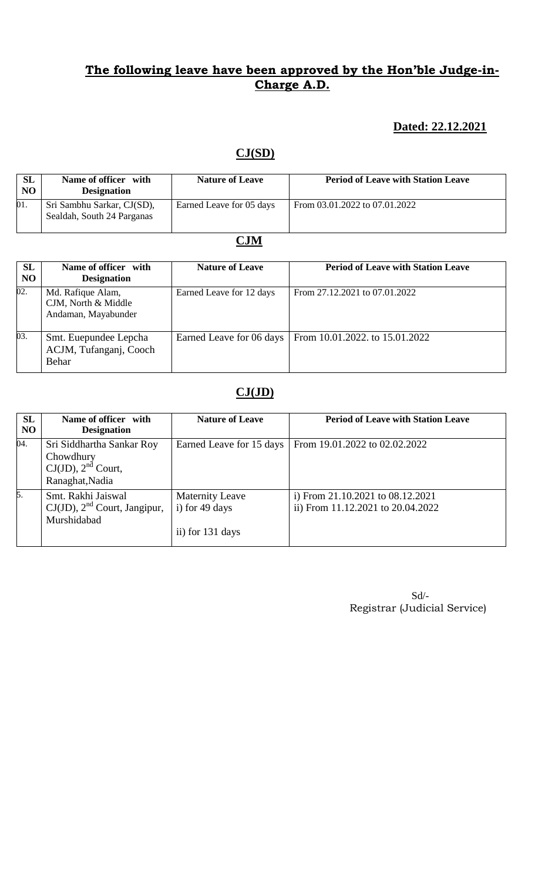## The following leave have been approved by the Hon'ble Judge-in-Charge A.D.

**Dated: 22.12.2021**

### CJ(SD)

| SL NO | Name of officer with Designation | Nature of Leave | Period of Leave with Station Leave |
|---|---|---|---|
| 01. | Sri Sambhu Sarkar, CJ(SD), Sealdah, South 24 Parganas | Earned Leave for 05 days | From 03.01.2022 to 07.01.2022 |

### CJM

| SL NO | Name of officer with Designation | Nature of Leave | Period of Leave with Station Leave |
|---|---|---|---|
| 02. | Md. Rafique Alam, CJM, North & Middle Andaman, Mayabunder | Earned Leave for 12 days | From 27.12.2021 to 07.01.2022 |
| 03. | Smt. Euepundee Lepcha ACJM, Tufanganj, Cooch Behar | Earned Leave for 06 days | From 10.01.2022. to 15.01.2022 |

### CJ(JD)

| SL NO | Name of officer with Designation | Nature of Leave | Period of Leave with Station Leave |
|---|---|---|---|
| 04. | Sri Siddhartha Sankar Roy Chowdhury CJ(JD), 2nd Court, Ranaghat,Nadia | Earned Leave for 15 days | From 19.01.2022 to 02.02.2022 |
| 5. | Smt. Rakhi Jaiswal CJ(JD), 2nd Court, Jangipur, Murshidabad | Maternity Leave i) for 49 days ii) for 131 days | i) From 21.10.2021 to 08.12.2021 ii) From 11.12.2021 to 20.04.2022 |

Sd/-
Registrar (Judicial Service)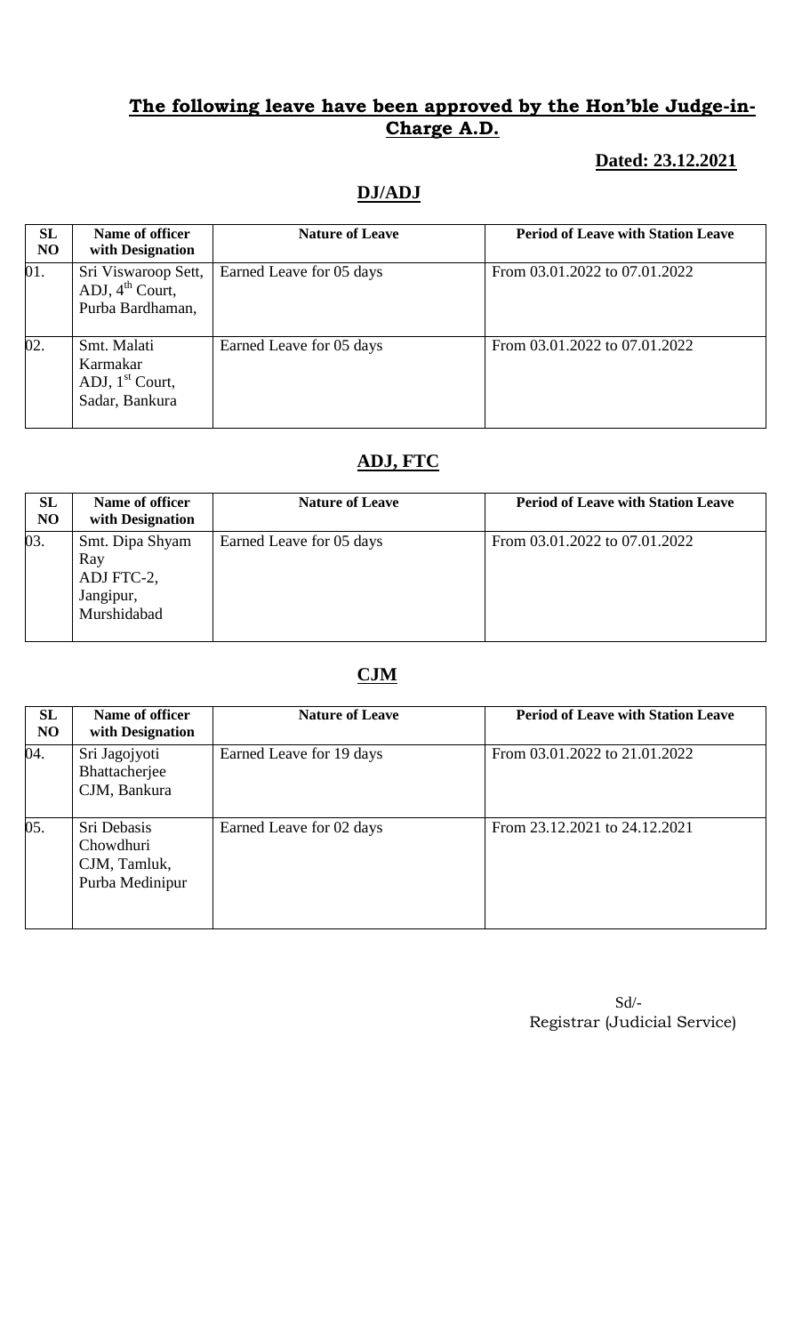## The following leave have been approved by the Hon'ble Judge-in-Charge A.D.

**Dated: 23.12.2021**

### DJ/ADJ

| SL NO | Name of officer with Designation | Nature of Leave | Period of Leave with Station Leave |
|---|---|---|---|
| 01. | Sri Viswaroop Sett, ADJ, 4th Court, Purba Bardhaman, | Earned Leave for 05 days | From 03.01.2022 to 07.01.2022 |
| 02. | Smt. Malati Karmakar ADJ, 1st Court, Sadar, Bankura | Earned Leave for 05 days | From 03.01.2022 to 07.01.2022 |

### ADJ, FTC

| SL NO | Name of officer with Designation | Nature of Leave | Period of Leave with Station Leave |
|---|---|---|---|
| 03. | Smt. Dipa Shyam Ray ADJ FTC-2, Jangipur, Murshidabad | Earned Leave for 05 days | From 03.01.2022 to 07.01.2022 |

### CJM

| SL NO | Name of officer with Designation | Nature of Leave | Period of Leave with Station Leave |
|---|---|---|---|
| 04. | Sri Jagojyoti Bhattacherjee CJM, Bankura | Earned Leave for 19 days | From 03.01.2022 to 21.01.2022 |
| 05. | Sri Debasis Chowdhuri CJM, Tamluk, Purba Medinipur | Earned Leave for 02 days | From 23.12.2021 to 24.12.2021 |

Sd/-
Registrar (Judicial Service)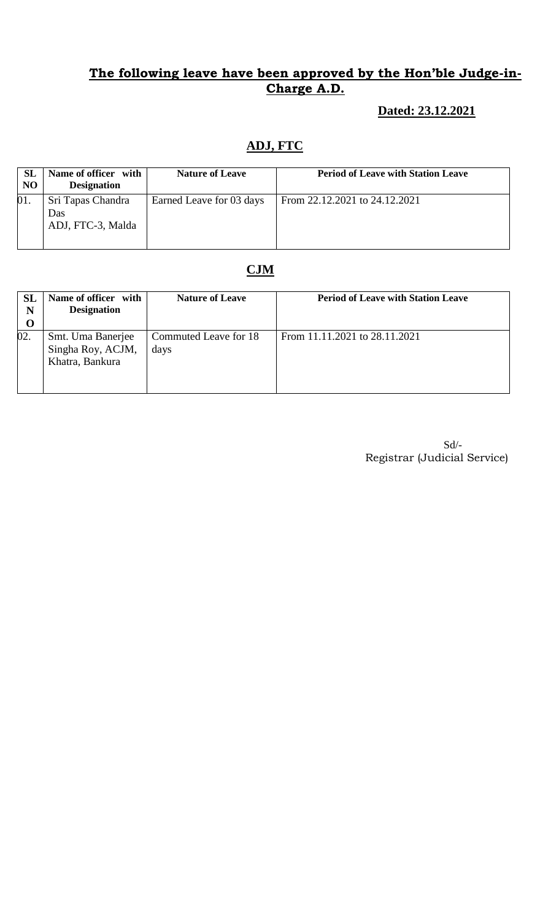## **The following leave have been approved by the Hon'ble Judge-in-Charge A.D.**

**Dated: 23.12.2021**

### ADJ, FTC

| SL NO | Name of officer with Designation | Nature of Leave | Period of Leave with Station Leave |
|---|---|---|---|
| 01. | Sri Tapas Chandra Das ADJ, FTC-3, Malda | Earned Leave for 03 days | From 22.12.2021 to 24.12.2021 |

### CJM

| SL NO | Name of officer with Designation | Nature of Leave | Period of Leave with Station Leave |
|---|---|---|---|
| 02. | Smt. Uma Banerjee Singha Roy, ACJM, Khatra, Bankura | Commuted Leave for 18 days | From 11.11.2021 to 28.11.2021 |

Sd/-
Registrar (Judicial Service)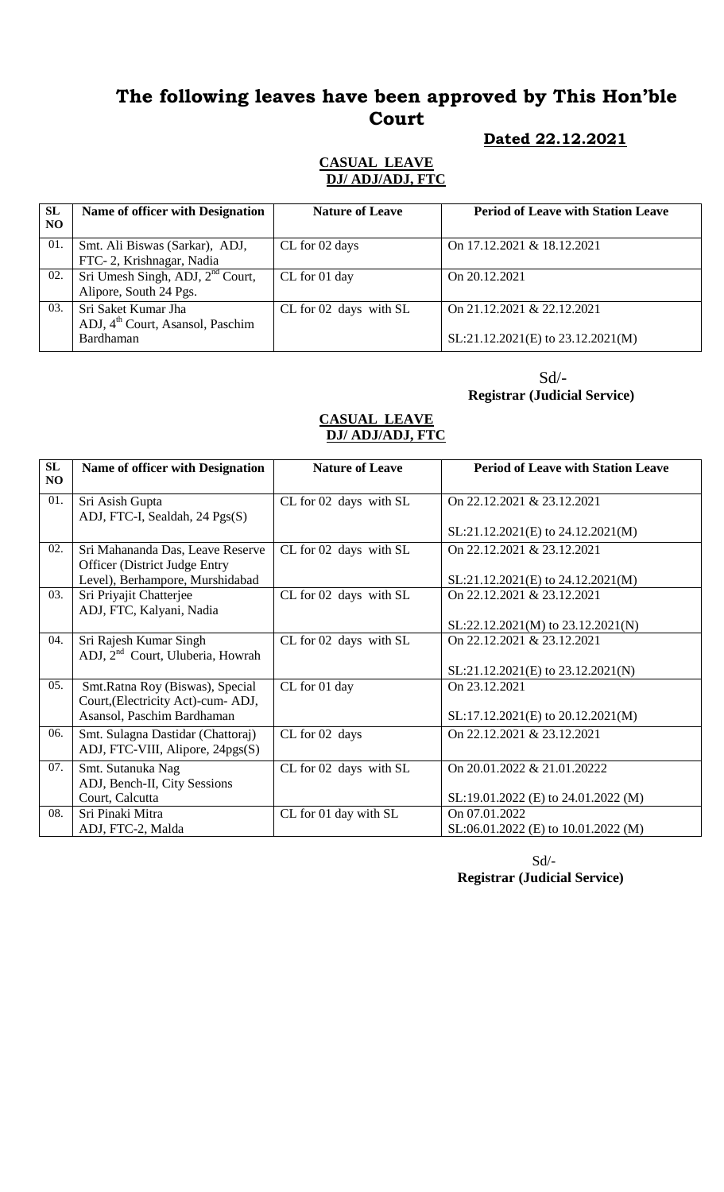# The following leaves have been approved by This Hon'ble Court

**Dated 22.12.2021**

**CASUAL LEAVE**
**DJ/ ADJ/ADJ, FTC**

| SL NO | Name of officer with Designation | Nature of Leave | Period of Leave with Station Leave |
|---|---|---|---|
| 01. | Smt. Ali Biswas (Sarkar), ADJ, FTC- 2, Krishnagar, Nadia | CL for 02 days | On 17.12.2021 & 18.12.2021 |
| 02. | Sri Umesh Singh, ADJ, 2nd Court, Alipore, South 24 Pgs. | CL for 01 day | On 20.12.2021 |
| 03. | Sri Saket Kumar Jha ADJ, 4th Court, Asansol, Paschim Bardhaman | CL for 02 days with SL | On 21.12.2021 & 22.12.2021<br>SL:21.12.2021(E) to 23.12.2021(M) |

Sd/-
**Registrar (Judicial Service)**

**CASUAL LEAVE**
**DJ/ ADJ/ADJ, FTC**

| SL NO | Name of officer with Designation | Nature of Leave | Period of Leave with Station Leave |
|---|---|---|---|
| 01. | Sri Asish Gupta ADJ, FTC-I, Sealdah, 24 Pgs(S) | CL for 02 days with SL | On 22.12.2021 & 23.12.2021<br>SL:21.12.2021(E) to 24.12.2021(M) |
| 02. | Sri Mahananda Das, Leave Reserve Officer (District Judge Entry Level), Berhampore, Murshidabad | CL for 02 days with SL | On 22.12.2021 & 23.12.2021<br>SL:21.12.2021(E) to 24.12.2021(M) |
| 03. | Sri Priyajit Chatterjee ADJ, FTC, Kalyani, Nadia | CL for 02 days with SL | On 22.12.2021 & 23.12.2021<br>SL:22.12.2021(M) to 23.12.2021(N) |
| 04. | Sri Rajesh Kumar Singh ADJ, 2nd Court, Uluberia, Howrah | CL for 02 days with SL | On 22.12.2021 & 23.12.2021<br>SL:21.12.2021(E) to 23.12.2021(N) |
| 05. | Smt.Ratna Roy (Biswas), Special Court,(Electricity Act)-cum- ADJ, Asansol, Paschim Bardhaman | CL for 01 day | On 23.12.2021<br>SL:17.12.2021(E) to 20.12.2021(M) |
| 06. | Smt. Sulagna Dastidar (Chattoraj) ADJ, FTC-VIII, Alipore, 24pgs(S) | CL for 02 days | On 22.12.2021 & 23.12.2021 |
| 07. | Smt. Sutanuka Nag ADJ, Bench-II, City Sessions Court, Calcutta | CL for 02 days with SL | On 20.01.2022 & 21.01.20222<br>SL:19.01.2022 (E) to 24.01.2022 (M) |
| 08. | Sri Pinaki Mitra ADJ, FTC-2, Malda | CL for 01 day with SL | On 07.01.2022<br>SL:06.01.2022 (E) to 10.01.2022 (M) |

Sd/-
**Registrar (Judicial Service)**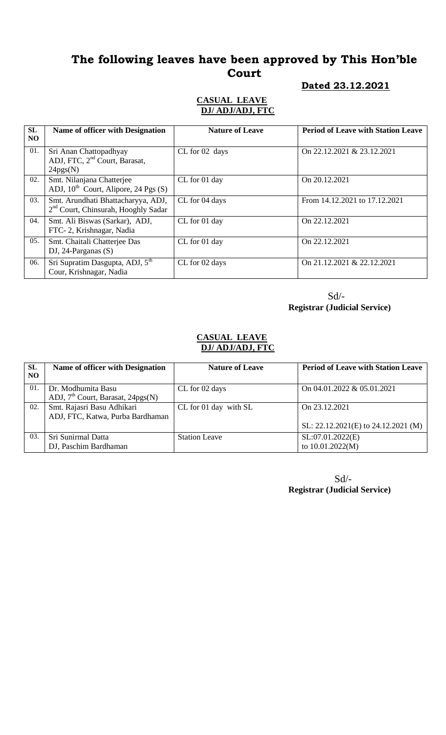# The following leaves have been approved by This Hon'ble Court

**Dated 23.12.2021**

**CASUAL LEAVE**
**DJ/ ADJ/ADJ, FTC**

| SL NO | Name of officer with Designation | Nature of Leave | Period of Leave with Station Leave |
|---|---|---|---|
| 01. | Sri Anan Chattopadhyay ADJ, FTC, 2nd Court, Barasat, 24pgs(N) | CL for 02 days | On 22.12.2021 & 23.12.2021 |
| 02. | Smt. Nilanjana Chatterjee ADJ, 10th Court, Alipore, 24 Pgs (S) | CL for 01 day | On 20.12.2021 |
| 03. | Smt. Arundhati Bhattacharyya, ADJ, 2nd Court, Chinsurah, Hooghly Sadar | CL for 04 days | From 14.12.2021 to 17.12.2021 |
| 04. | Smt. Ali Biswas (Sarkar), ADJ, FTC- 2, Krishnagar, Nadia | CL for 01 day | On 22.12.2021 |
| 05. | Smt. Chaitali Chatterjee Das DJ, 24-Parganas (S) | CL for 01 day | On 22.12.2021 |
| 06. | Sri Supratim Dasgupta, ADJ, 5th Cour, Krishnagar, Nadia | CL for 02 days | On 21.12.2021 & 22.12.2021 |

Sd/-
**Registrar (Judicial Service)**

**CASUAL LEAVE**
**DJ/ ADJ/ADJ, FTC**

| SL NO | Name of officer with Designation | Nature of Leave | Period of Leave with Station Leave |
|---|---|---|---|
| 01. | Dr. Modhumita Basu ADJ, 7th Court, Barasat, 24pgs(N) | CL for 02 days | On 04.01.2022 & 05.01.2021 |
| 02. | Smt. Rajasri Basu Adhikari ADJ, FTC, Katwa, Purba Bardhaman | CL for 01 day with SL | On 23.12.2021<br><br>SL: 22.12.2021(E) to 24.12.2021 (M) |
| 03. | Sri Sunirmal Datta DJ, Paschim Bardhaman | Station Leave | SL:07.01.2022(E) to 10.01.2022(M) |

Sd/-
**Registrar (Judicial Service)**